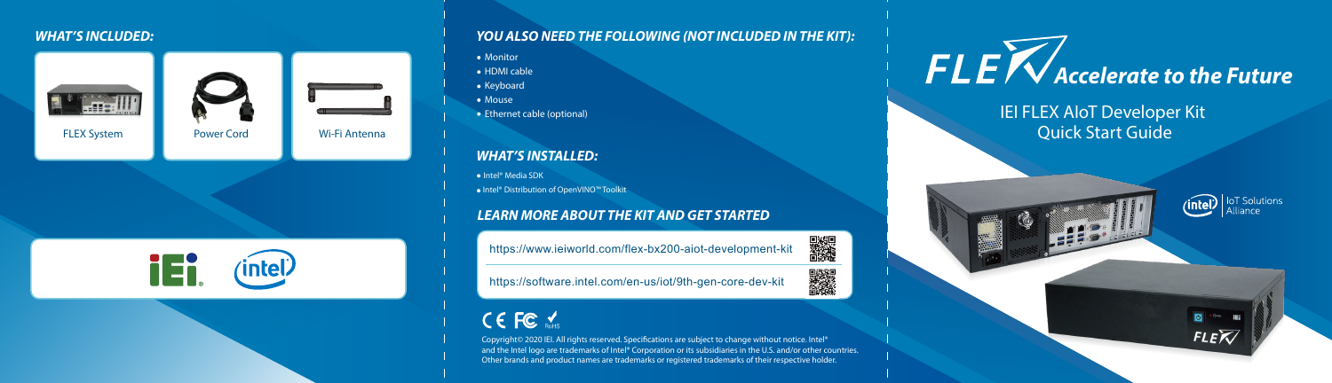## WHAT'S INCLUDED:

FLEX System

Power Cord

Wi-Fi Antenna

## YOU ALSO NEED THE FOLLOWING (NOT INCLUDED IN THE KIT):

- Monitor
- HDMI cable
- Keyboard
- Mouse
- Ethernet cable (optional)

## WHAT'S INSTALLED:

- Intel® Media SDK
- Intel® Distribution of OpenVINO™ Toolkit

## LEARN MORE ABOUT THE KIT AND GET STARTED

https://www.ieiworld.com/flex-bx200-aiot-development-kit

https://software.intel.com/en-us/iot/9th-gen-core-dev-kit

CE FC RoHS

Copyright© 2020 IEI. All rights reserved. Specifications are subject to change without notice. Intel® and the Intel logo are trademarks of Intel® Corporation or its subsidiaries in the U.S. and/or other countries. Other brands and product names are trademarks or registered trademarks of their respective holder.

# FLEX Accelerate to the Future

## IEI FLEX AIoT Developer Kit Quick Start Guide

intel IoT Solutions Alliance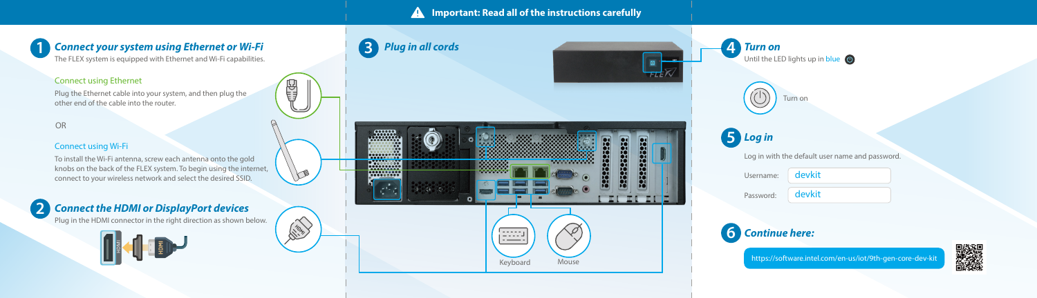**⚠ Important: Read all of the instructions carefully**

## 1 *Connect your system using Ethernet or Wi-Fi*

The FLEX system is equipped with Ethernet and Wi-Fi capabilities.

### Connect using Ethernet

Plug the Ethernet cable into your system, and then plug the other end of the cable into the router.

OR

### Connect using Wi-Fi

To install the Wi-Fi antenna, screw each antenna onto the gold knobs on the back of the FLEX system. To begin using the internet, connect to your wireless network and select the desired SSID.

## 2 *Connect the HDMI or DisplayPort devices*

Plug in the HDMI connector in the right direction as shown below.

## 3 *Plug in all cords*

Keyboard

Mouse

## 4 *Turn on*

Until the LED lights up in blue

Turn on

## 5 *Log in*

Log in with the default user name and password.

Username: devkit

Password: devkit

## 6 *Continue here:*

https://software.intel.com/en-us/iot/9th-gen-core-dev-kit